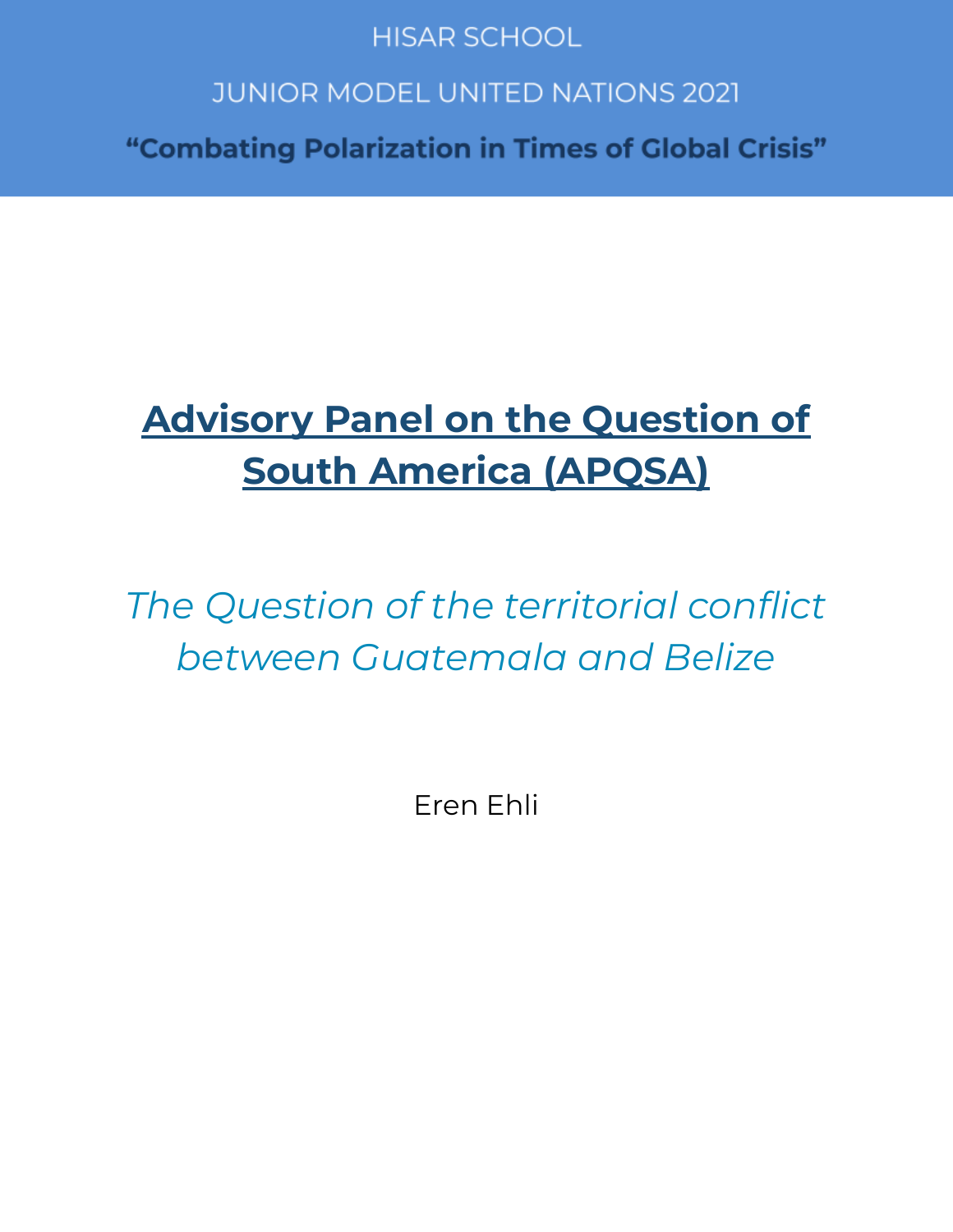HISAR SCHOOL

JUNIOR MODEL UNITED NATIONS 2021

**"Combating Polarization in Times of Global Crisis"**

# Advisory Panel on the Question of South America (APQSA)

## *The Question of the territorial conflict between Guatemala and Belize*

Eren Ehli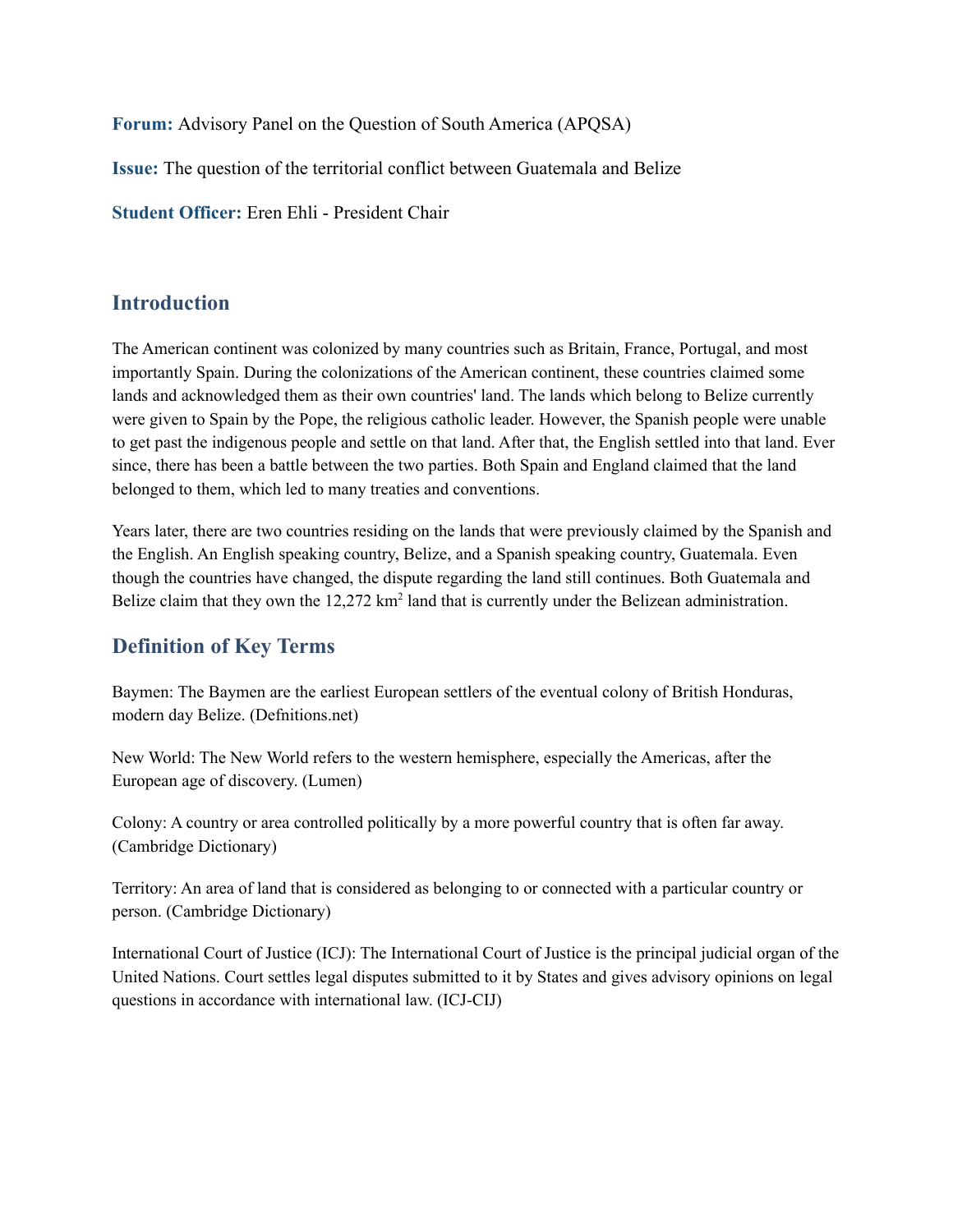**Forum:** Advisory Panel on the Question of South America (APQSA)

**Issue:** The question of the territorial conflict between Guatemala and Belize

**Student Officer:** Eren Ehli - President Chair

## Introduction

The American continent was colonized by many countries such as Britain, France, Portugal, and most importantly Spain. During the colonizations of the American continent, these countries claimed some lands and acknowledged them as their own countries' land. The lands which belong to Belize currently were given to Spain by the Pope, the religious catholic leader. However, the Spanish people were unable to get past the indigenous people and settle on that land. After that, the English settled into that land. Ever since, there has been a battle between the two parties. Both Spain and England claimed that the land belonged to them, which led to many treaties and conventions.

Years later, there are two countries residing on the lands that were previously claimed by the Spanish and the English. An English speaking country, Belize, and a Spanish speaking country, Guatemala. Even though the countries have changed, the dispute regarding the land still continues. Both Guatemala and Belize claim that they own the 12,272 $km^2$ land that is currently under the Belizean administration.

## Definition of Key Terms

Baymen: The Baymen are the earliest European settlers of the eventual colony of British Honduras, modern day Belize. (Defnitions.net)

New World: The New World refers to the western hemisphere, especially the Americas, after the European age of discovery. (Lumen)

Colony: A country or area controlled politically by a more powerful country that is often far away. (Cambridge Dictionary)

Territory: An area of land that is considered as belonging to or connected with a particular country or person. (Cambridge Dictionary)

International Court of Justice (ICJ): The International Court of Justice is the principal judicial organ of the United Nations. Court settles legal disputes submitted to it by States and gives advisory opinions on legal questions in accordance with international law. (ICJ-CIJ)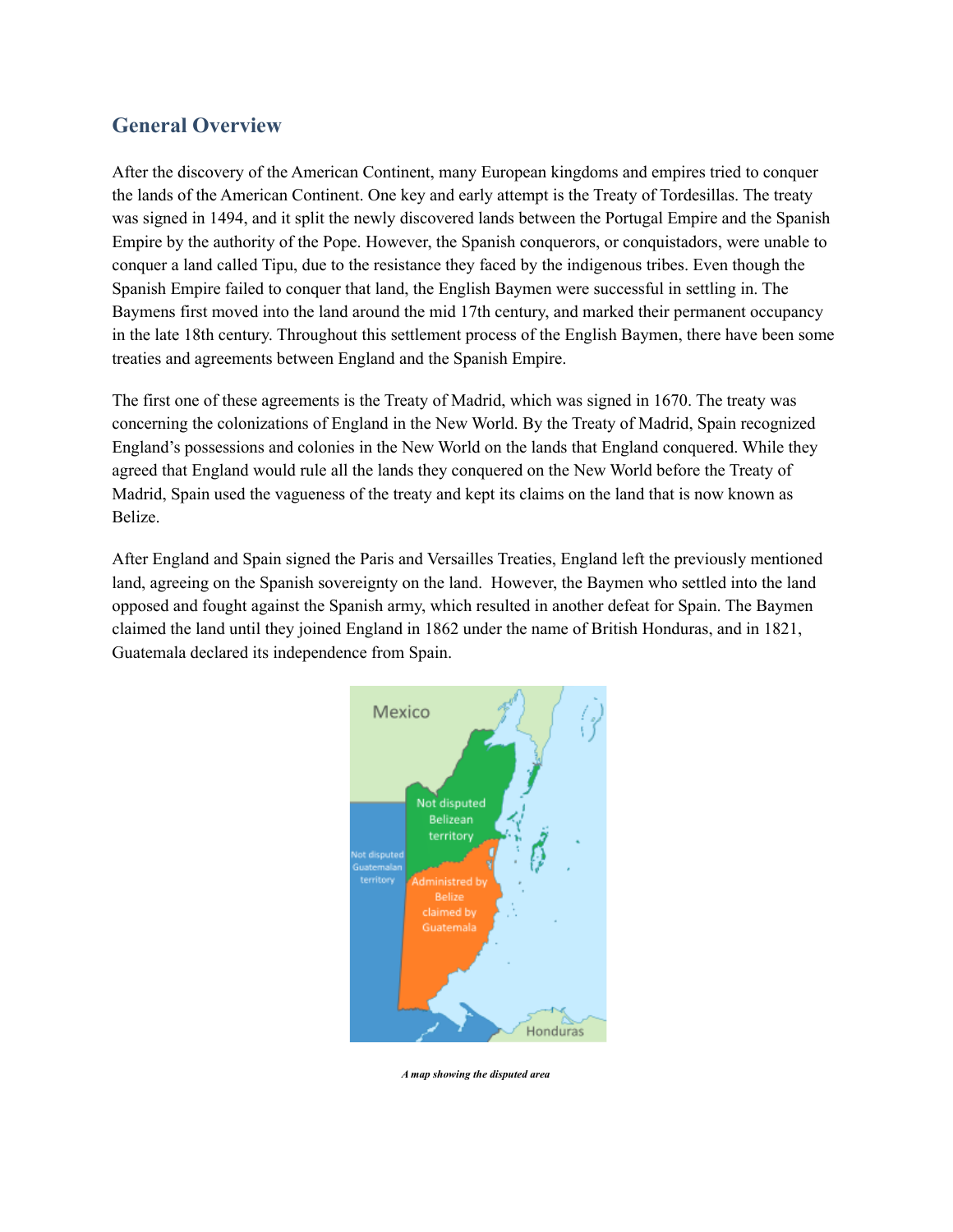## General Overview

After the discovery of the American Continent, many European kingdoms and empires tried to conquer the lands of the American Continent. One key and early attempt is the Treaty of Tordesillas. The treaty was signed in 1494, and it split the newly discovered lands between the Portugal Empire and the Spanish Empire by the authority of the Pope. However, the Spanish conquerors, or conquistadors, were unable to conquer a land called Tipu, due to the resistance they faced by the indigenous tribes. Even though the Spanish Empire failed to conquer that land, the English Baymen were successful in settling in. The Baymens first moved into the land around the mid 17th century, and marked their permanent occupancy in the late 18th century. Throughout this settlement process of the English Baymen, there have been some treaties and agreements between England and the Spanish Empire.

The first one of these agreements is the Treaty of Madrid, which was signed in 1670. The treaty was concerning the colonizations of England in the New World. By the Treaty of Madrid, Spain recognized England's possessions and colonies in the New World on the lands that England conquered. While they agreed that England would rule all the lands they conquered on the New World before the Treaty of Madrid, Spain used the vagueness of the treaty and kept its claims on the land that is now known as Belize.

After England and Spain signed the Paris and Versailles Treaties, England left the previously mentioned land, agreeing on the Spanish sovereignty on the land. However, the Baymen who settled into the land opposed and fought against the Spanish army, which resulted in another defeat for Spain. The Baymen claimed the land until they joined England in 1862 under the name of British Honduras, and in 1821, Guatemala declared its independence from Spain.

*A map showing the disputed area*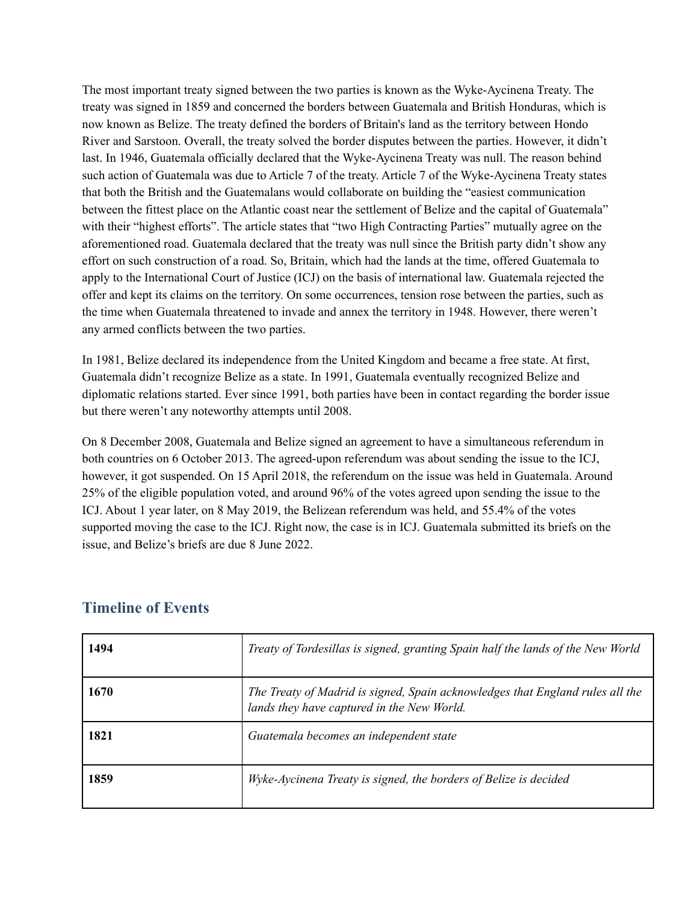The most important treaty signed between the two parties is known as the Wyke-Aycinena Treaty. The treaty was signed in 1859 and concerned the borders between Guatemala and British Honduras, which is now known as Belize. The treaty defined the borders of Britain's land as the territory between Hondo River and Sarstoon. Overall, the treaty solved the border disputes between the parties. However, it didn't last. In 1946, Guatemala officially declared that the Wyke-Aycinena Treaty was null. The reason behind such action of Guatemala was due to Article 7 of the treaty. Article 7 of the Wyke-Aycinena Treaty states that both the British and the Guatemalans would collaborate on building the "easiest communication between the fittest place on the Atlantic coast near the settlement of Belize and the capital of Guatemala" with their "highest efforts". The article states that "two High Contracting Parties" mutually agree on the aforementioned road. Guatemala declared that the treaty was null since the British party didn't show any effort on such construction of a road. So, Britain, which had the lands at the time, offered Guatemala to apply to the International Court of Justice (ICJ) on the basis of international law. Guatemala rejected the offer and kept its claims on the territory. On some occurrences, tension rose between the parties, such as the time when Guatemala threatened to invade and annex the territory in 1948. However, there weren't any armed conflicts between the two parties.

In 1981, Belize declared its independence from the United Kingdom and became a free state. At first, Guatemala didn't recognize Belize as a state. In 1991, Guatemala eventually recognized Belize and diplomatic relations started. Ever since 1991, both parties have been in contact regarding the border issue but there weren't any noteworthy attempts until 2008.

On 8 December 2008, Guatemala and Belize signed an agreement to have a simultaneous referendum in both countries on 6 October 2013. The agreed-upon referendum was about sending the issue to the ICJ, however, it got suspended. On 15 April 2018, the referendum on the issue was held in Guatemala. Around 25% of the eligible population voted, and around 96% of the votes agreed upon sending the issue to the ICJ. About 1 year later, on 8 May 2019, the Belizean referendum was held, and 55.4% of the votes supported moving the case to the ICJ. Right now, the case is in ICJ. Guatemala submitted its briefs on the issue, and Belize's briefs are due 8 June 2022.

## Timeline of Events

| | |
|---|---|
| **1494** | *Treaty of Tordesillas is signed, granting Spain half the lands of the New World* |
| **1670** | *The Treaty of Madrid is signed, Spain acknowledges that England rules all the lands they have captured in the New World.* |
| **1821** | *Guatemala becomes an independent state* |
| **1859** | *Wyke-Aycinena Treaty is signed, the borders of Belize is decided* |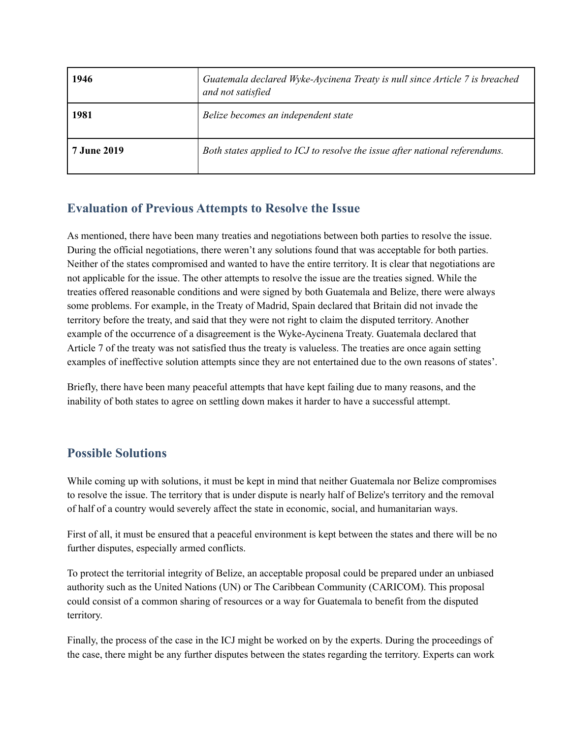| | |
|---|---|
| **1946** | *Guatemala declared Wyke-Aycinena Treaty is null since Article 7 is breached and not satisfied* |
| **1981** | *Belize becomes an independent state* |
| **7 June 2019** | *Both states applied to ICJ to resolve the issue after national referendums.* |

## Evaluation of Previous Attempts to Resolve the Issue

As mentioned, there have been many treaties and negotiations between both parties to resolve the issue. During the official negotiations, there weren't any solutions found that was acceptable for both parties. Neither of the states compromised and wanted to have the entire territory. It is clear that negotiations are not applicable for the issue. The other attempts to resolve the issue are the treaties signed. While the treaties offered reasonable conditions and were signed by both Guatemala and Belize, there were always some problems. For example, in the Treaty of Madrid, Spain declared that Britain did not invade the territory before the treaty, and said that they were not right to claim the disputed territory. Another example of the occurrence of a disagreement is the Wyke-Aycinena Treaty. Guatemala declared that Article 7 of the treaty was not satisfied thus the treaty is valueless. The treaties are once again setting examples of ineffective solution attempts since they are not entertained due to the own reasons of states'.

Briefly, there have been many peaceful attempts that have kept failing due to many reasons, and the inability of both states to agree on settling down makes it harder to have a successful attempt.

## Possible Solutions

While coming up with solutions, it must be kept in mind that neither Guatemala nor Belize compromises to resolve the issue. The territory that is under dispute is nearly half of Belize's territory and the removal of half of a country would severely affect the state in economic, social, and humanitarian ways.

First of all, it must be ensured that a peaceful environment is kept between the states and there will be no further disputes, especially armed conflicts.

To protect the territorial integrity of Belize, an acceptable proposal could be prepared under an unbiased authority such as the United Nations (UN) or The Caribbean Community (CARICOM). This proposal could consist of a common sharing of resources or a way for Guatemala to benefit from the disputed territory.

Finally, the process of the case in the ICJ might be worked on by the experts. During the proceedings of the case, there might be any further disputes between the states regarding the territory. Experts can work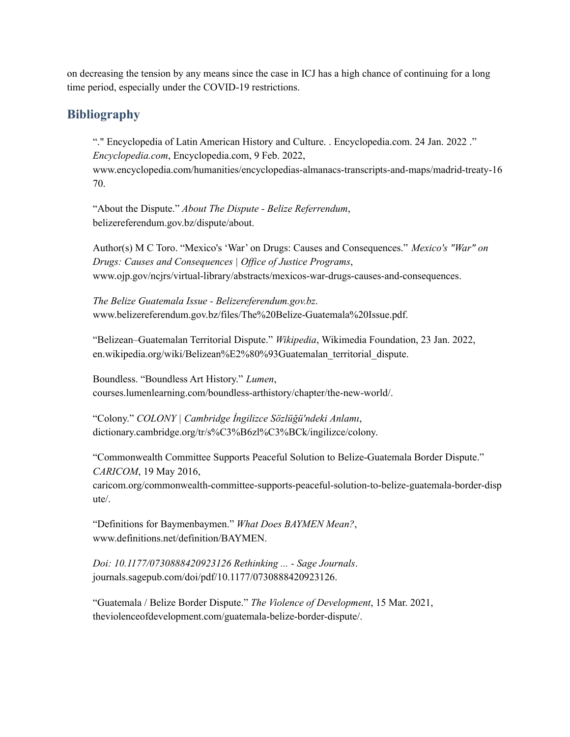on decreasing the tension by any means since the case in ICJ has a high chance of continuing for a long time period, especially under the COVID-19 restrictions.

## Bibliography

“." Encyclopedia of Latin American History and Culture. . Encyclopedia.com. 24 Jan. 2022 .” *Encyclopedia.com*, Encyclopedia.com, 9 Feb. 2022, www.encyclopedia.com/humanities/encyclopedias-almanacs-transcripts-and-maps/madrid-treaty-1670.

“About the Dispute.” *About The Dispute - Belize Referrendum*, belizereferendum.gov.bz/dispute/about.

Author(s) M C Toro. “Mexico's ‘War’ on Drugs: Causes and Consequences.” *Mexico's "War" on Drugs: Causes and Consequences | Office of Justice Programs*, www.ojp.gov/ncjrs/virtual-library/abstracts/mexicos-war-drugs-causes-and-consequences.

*The Belize Guatemala Issue - Belizereferendum.gov.bz*. www.belizereferendum.gov.bz/files/The%20Belize-Guatemala%20Issue.pdf.

“Belizean–Guatemalan Territorial Dispute.” *Wikipedia*, Wikimedia Foundation, 23 Jan. 2022, en.wikipedia.org/wiki/Belizean%E2%80%93Guatemalan_territorial_dispute.

Boundless. “Boundless Art History.” *Lumen*, courses.lumenlearning.com/boundless-arthistory/chapter/the-new-world/.

“Colony.” *COLONY | Cambridge İngilizce Sözlüğü'ndeki Anlamı*, dictionary.cambridge.org/tr/s%C3%B6zl%C3%BCk/ingilizce/colony.

“Commonwealth Committee Supports Peaceful Solution to Belize-Guatemala Border Dispute.” *CARICOM*, 19 May 2016, caricom.org/commonwealth-committee-supports-peaceful-solution-to-belize-guatemala-border-dispute/.

“Definitions for Baymenbaymen.” *What Does BAYMEN Mean?*, www.definitions.net/definition/BAYMEN.

*Doi: 10.1177/0730888420923126 Rethinking ... - Sage Journals*. journals.sagepub.com/doi/pdf/10.1177/0730888420923126.

“Guatemala / Belize Border Dispute.” *The Violence of Development*, 15 Mar. 2021, theviolenceofdevelopment.com/guatemala-belize-border-dispute/.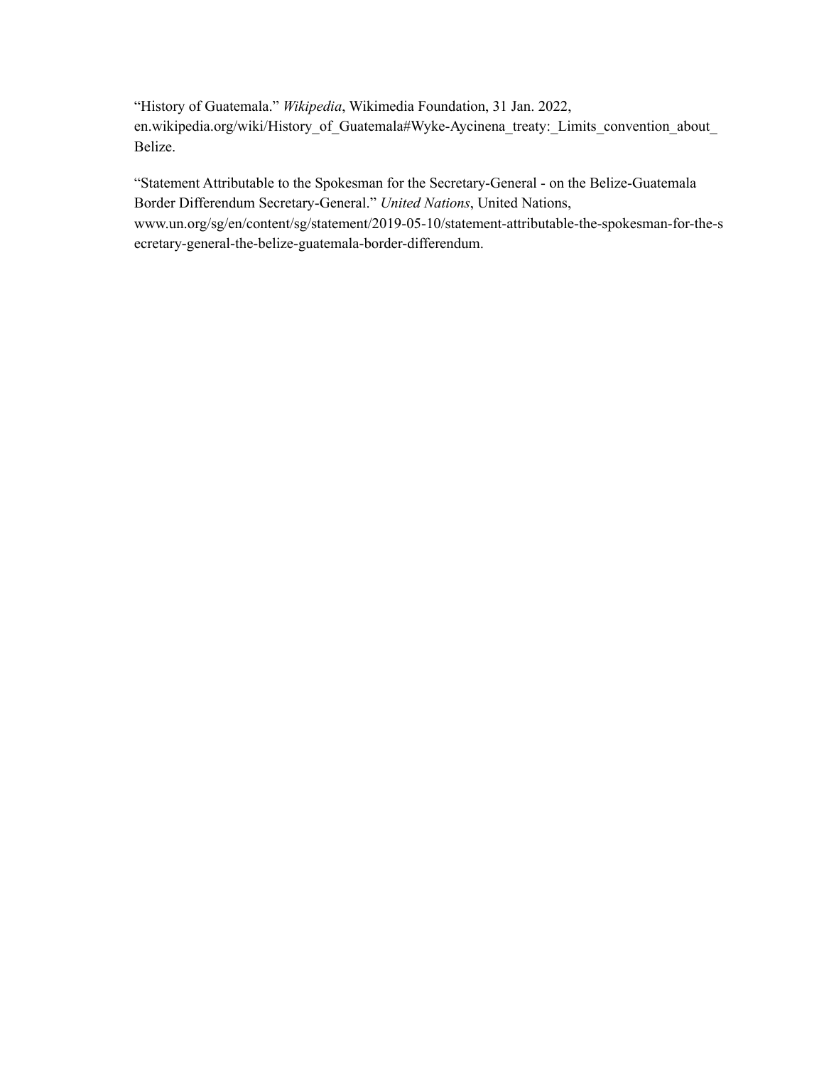“History of Guatemala.” *Wikipedia*, Wikimedia Foundation, 31 Jan. 2022, en.wikipedia.org/wiki/History_of_Guatemala#Wyke-Aycinena_treaty:_Limits_convention_about_Belize.

“Statement Attributable to the Spokesman for the Secretary-General - on the Belize-Guatemala Border Differendum Secretary-General.” *United Nations*, United Nations, www.un.org/sg/en/content/sg/statement/2019-05-10/statement-attributable-the-spokesman-for-the-secretary-general-the-belize-guatemala-border-differendum.